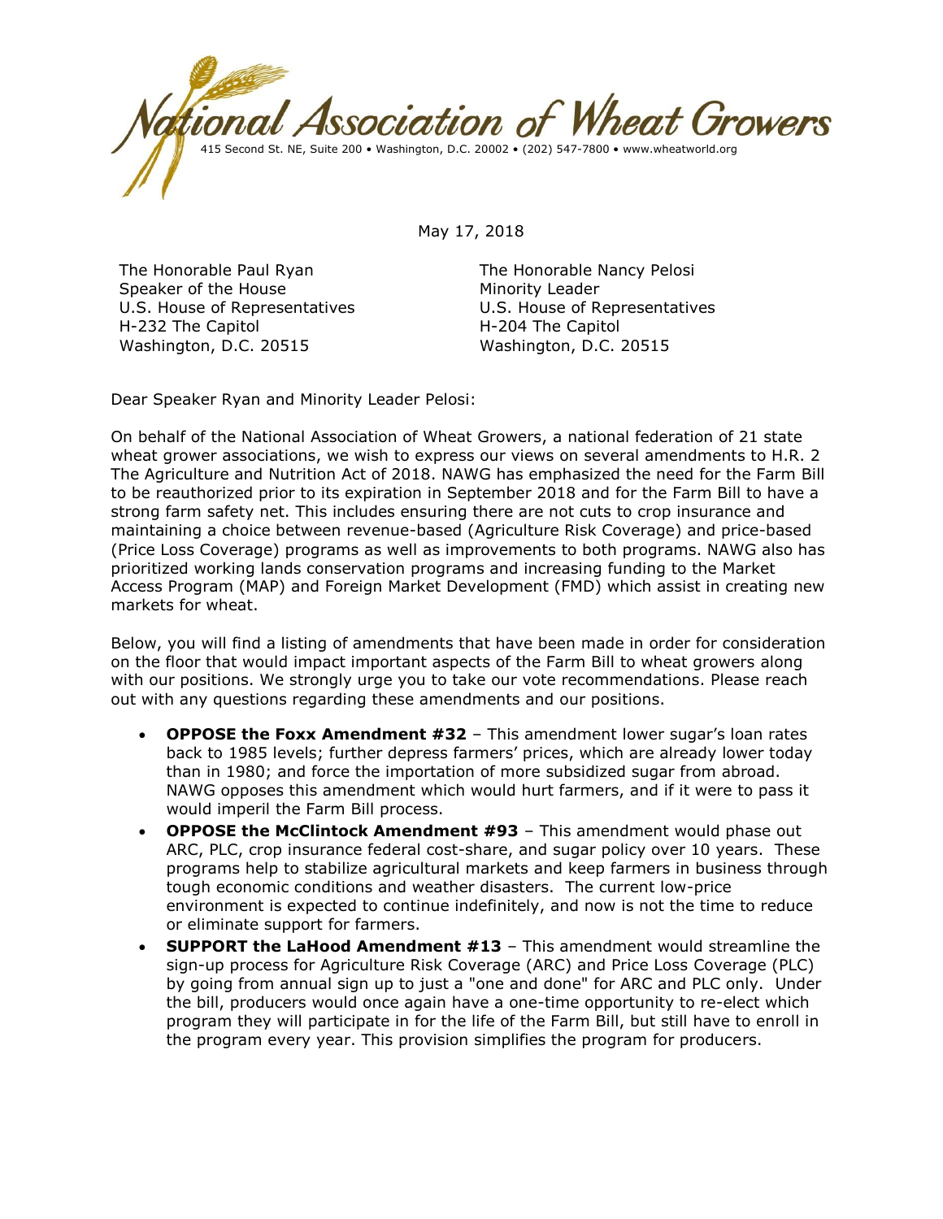National Association of Wheat Growers

415 Second St. NE, Suite 200 • Washington, D.C. 20002 • (202) 547-7800 • www.wheatworld.org

May 17, 2018

The Honorable Paul Ryan
Speaker of the House
U.S. House of Representatives
H-232 The Capitol
Washington, D.C. 20515

The Honorable Nancy Pelosi
Minority Leader
U.S. House of Representatives
H-204 The Capitol
Washington, D.C. 20515

Dear Speaker Ryan and Minority Leader Pelosi:

On behalf of the National Association of Wheat Growers, a national federation of 21 state wheat grower associations, we wish to express our views on several amendments to H.R. 2 The Agriculture and Nutrition Act of 2018. NAWG has emphasized the need for the Farm Bill to be reauthorized prior to its expiration in September 2018 and for the Farm Bill to have a strong farm safety net. This includes ensuring there are not cuts to crop insurance and maintaining a choice between revenue-based (Agriculture Risk Coverage) and price-based (Price Loss Coverage) programs as well as improvements to both programs. NAWG also has prioritized working lands conservation programs and increasing funding to the Market Access Program (MAP) and Foreign Market Development (FMD) which assist in creating new markets for wheat.

Below, you will find a listing of amendments that have been made in order for consideration on the floor that would impact important aspects of the Farm Bill to wheat growers along with our positions. We strongly urge you to take our vote recommendations. Please reach out with any questions regarding these amendments and our positions.

- **OPPOSE the Foxx Amendment #32** – This amendment lower sugar's loan rates back to 1985 levels; further depress farmers' prices, which are already lower today than in 1980; and force the importation of more subsidized sugar from abroad. NAWG opposes this amendment which would hurt farmers, and if it were to pass it would imperil the Farm Bill process.
- **OPPOSE the McClintock Amendment #93** – This amendment would phase out ARC, PLC, crop insurance federal cost-share, and sugar policy over 10 years. These programs help to stabilize agricultural markets and keep farmers in business through tough economic conditions and weather disasters. The current low-price environment is expected to continue indefinitely, and now is not the time to reduce or eliminate support for farmers.
- **SUPPORT the LaHood Amendment #13** – This amendment would streamline the sign-up process for Agriculture Risk Coverage (ARC) and Price Loss Coverage (PLC) by going from annual sign up to just a "one and done" for ARC and PLC only. Under the bill, producers would once again have a one-time opportunity to re-elect which program they will participate in for the life of the Farm Bill, but still have to enroll in the program every year. This provision simplifies the program for producers.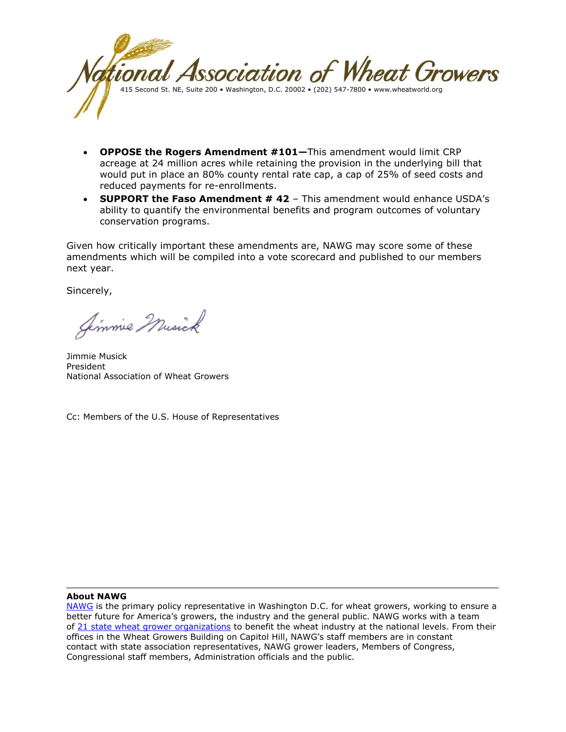National Association of Wheat Growers

415 Second St. NE, Suite 200 • Washington, D.C. 20002 • (202) 547-7800 • www.wheatworld.org

- **OPPOSE the Rogers Amendment #101—**This amendment would limit CRP acreage at 24 million acres while retaining the provision in the underlying bill that would put in place an 80% county rental rate cap, a cap of 25% of seed costs and reduced payments for re-enrollments.
- **SUPPORT the Faso Amendment # 42** – This amendment would enhance USDA's ability to quantify the environmental benefits and program outcomes of voluntary conservation programs.

Given how critically important these amendments are, NAWG may score some of these amendments which will be compiled into a vote scorecard and published to our members next year.

Sincerely,

Jimmie Musick
President
National Association of Wheat Growers

Cc: Members of the U.S. House of Representatives

---

**About NAWG**

NAWG is the primary policy representative in Washington D.C. for wheat growers, working to ensure a better future for America's growers, the industry and the general public. NAWG works with a team of 21 state wheat grower organizations to benefit the wheat industry at the national levels. From their offices in the Wheat Growers Building on Capitol Hill, NAWG's staff members are in constant contact with state association representatives, NAWG grower leaders, Members of Congress, Congressional staff members, Administration officials and the public.